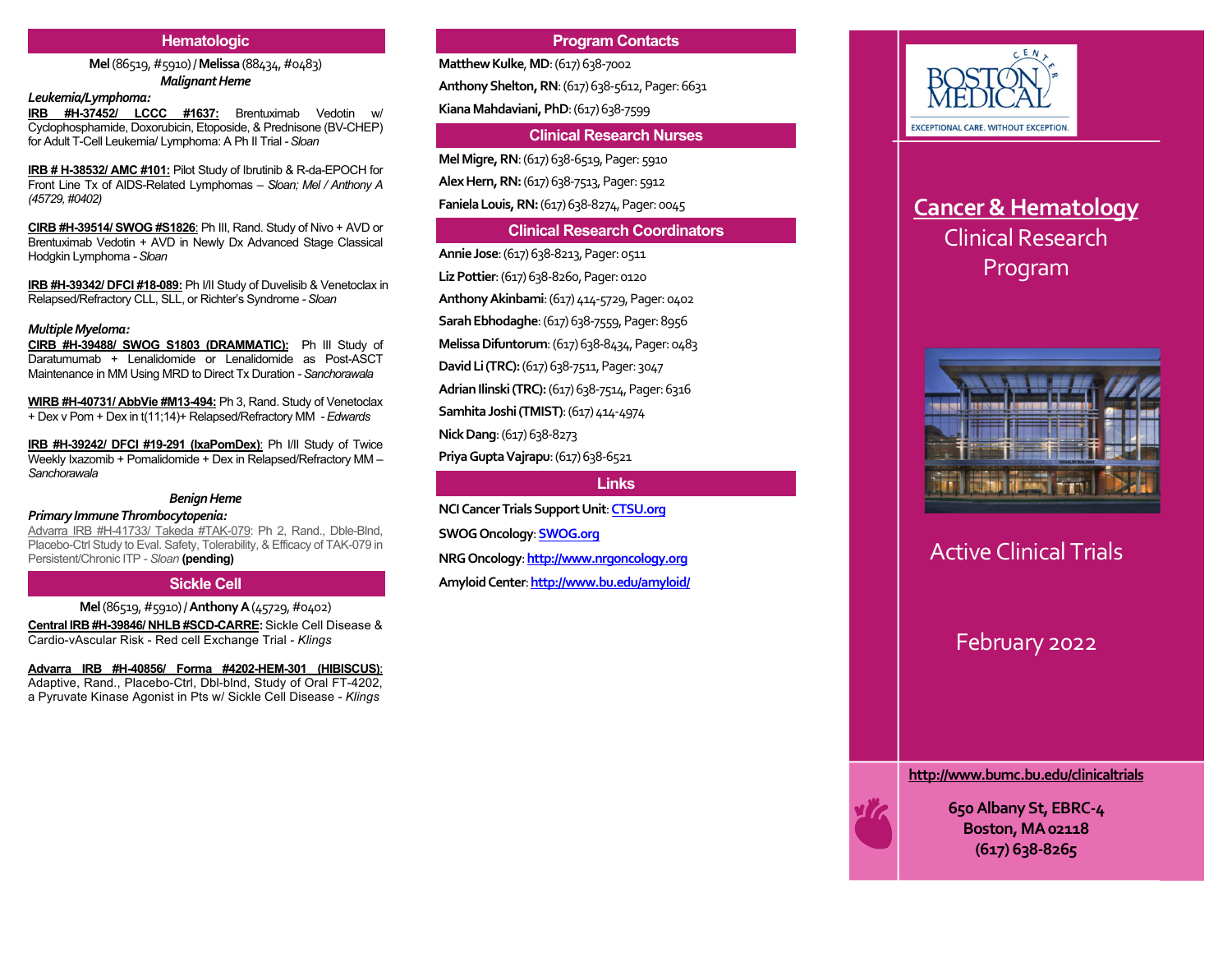## Hematologic

**Mel** (86519, #5910) / **Melissa** (88434, #0483)

***Malignant Heme***

***Leukemia/Lymphoma:***

**IRB #H-37452/ LCCC #1637:** Brentuximab Vedotin w/ Cyclophosphamide, Doxorubicin, Etoposide, & Prednisone (BV-CHEP) for Adult T-Cell Leukemia/ Lymphoma: A Ph II Trial - *Sloan*

**IRB # H-38532/ AMC #101:** Pilot Study of Ibrutinib & R-da-EPOCH for Front Line Tx of AIDS-Related Lymphomas – *Sloan; Mel / Anthony A (45729, #0402)*

**CIRB #H-39514/ SWOG #S1826**: Ph III, Rand. Study of Nivo + AVD or Brentuximab Vedotin + AVD in Newly Dx Advanced Stage Classical Hodgkin Lymphoma - *Sloan*

**IRB #H-39342/ DFCI #18-089:** Ph I/II Study of Duvelisib & Venetoclax in Relapsed/Refractory CLL, SLL, or Richter's Syndrome - *Sloan*

***Multiple Myeloma:***

**CIRB #H-39488/ SWOG S1803 (DRAMMATIC):** Ph III Study of Daratumumab + Lenalidomide or Lenalidomide as Post-ASCT Maintenance in MM Using MRD to Direct Tx Duration - *Sanchorawala*

**WIRB #H-40731/ AbbVie #M13-494:** Ph 3, Rand. Study of Venetoclax + Dex v Pom + Dex in t(11;14)+ Relapsed/Refractory MM - *Edwards*

**IRB #H-39242/ DFCI #19-291 (IxaPomDex)**: Ph I/II Study of Twice Weekly Ixazomib + Pomalidomide + Dex in Relapsed/Refractory MM – *Sanchorawala*

***Benign Heme***

***Primary Immune Thrombocytopenia:***

Advarra IRB #H-41733/ Takeda #TAK-079: Ph 2, Rand., Dble-Blnd, Placebo-Ctrl Study to Eval. Safety, Tolerability, & Efficacy of TAK-079 in Persistent/Chronic ITP - *Sloan* **(pending)**

## Sickle Cell

**Mel** (86519, #5910) / **Anthony A** (45729, #0402)

**Central IRB #H-39846/ NHLB #SCD-CARRE:** Sickle Cell Disease & Cardio-vAscular Risk - Red cell Exchange Trial - *Klings*

**Advarra IRB #H-40856/ Forma #4202-HEM-301 (HIBISCUS)**: Adaptive, Rand., Placebo-Ctrl, Dbl-blnd, Study of Oral FT-4202, a Pyruvate Kinase Agonist in Pts w/ Sickle Cell Disease - *Klings*

## Program Contacts

**Matthew Kulke, MD**: (617) 638-7002

**Anthony Shelton, RN**: (617) 638-5612, Pager: 6631

**Kiana Mahdaviani, PhD**: (617) 638-7599

## Clinical Research Nurses

**Mel Migre, RN**: (617) 638-6519, Pager: 5910

**Alex Hern, RN:** (617) 638-7513, Pager: 5912

**Faniela Louis, RN:** (617) 638-8274, Pager: 0045

## Clinical Research Coordinators

**Annie Jose**: (617) 638-8213, Pager: 0511

**Liz Pottier**: (617) 638-8260, Pager: 0120

**Anthony Akinbami**: (617) 414-5729, Pager: 0402

**Sarah Ebhodaghe**: (617) 638-7559, Pager: 8956

**Melissa Difuntorum**: (617) 638-8434, Pager: 0483

**David Li (TRC):** (617) 638-7511, Pager: 3047

**Adrian Ilinski (TRC):** (617) 638-7514, Pager: 6316

**Samhita Joshi (TMIST)**: (617) 414-4974

**Nick Dang**: (617) 638-8273

**Priya Gupta Vajrapu**: (617) 638-6521

## Links

**NCI Cancer Trials Support Unit**: CTSU.org

**SWOG Oncology**: SWOG.org

**NRG Oncology**: http://www.nrgoncology.org

**Amyloid Center**: http://www.bu.edu/amyloid/

BOSTON MEDICAL CENTER

EXCEPTIONAL CARE. WITHOUT EXCEPTION.

# Cancer & Hematology Clinical Research Program

## Active Clinical Trials

## February 2022

http://www.bumc.bu.edu/clinicaltrials

**650 Albany St, EBRC-4**
**Boston, MA 02118**
**(617) 638-8265**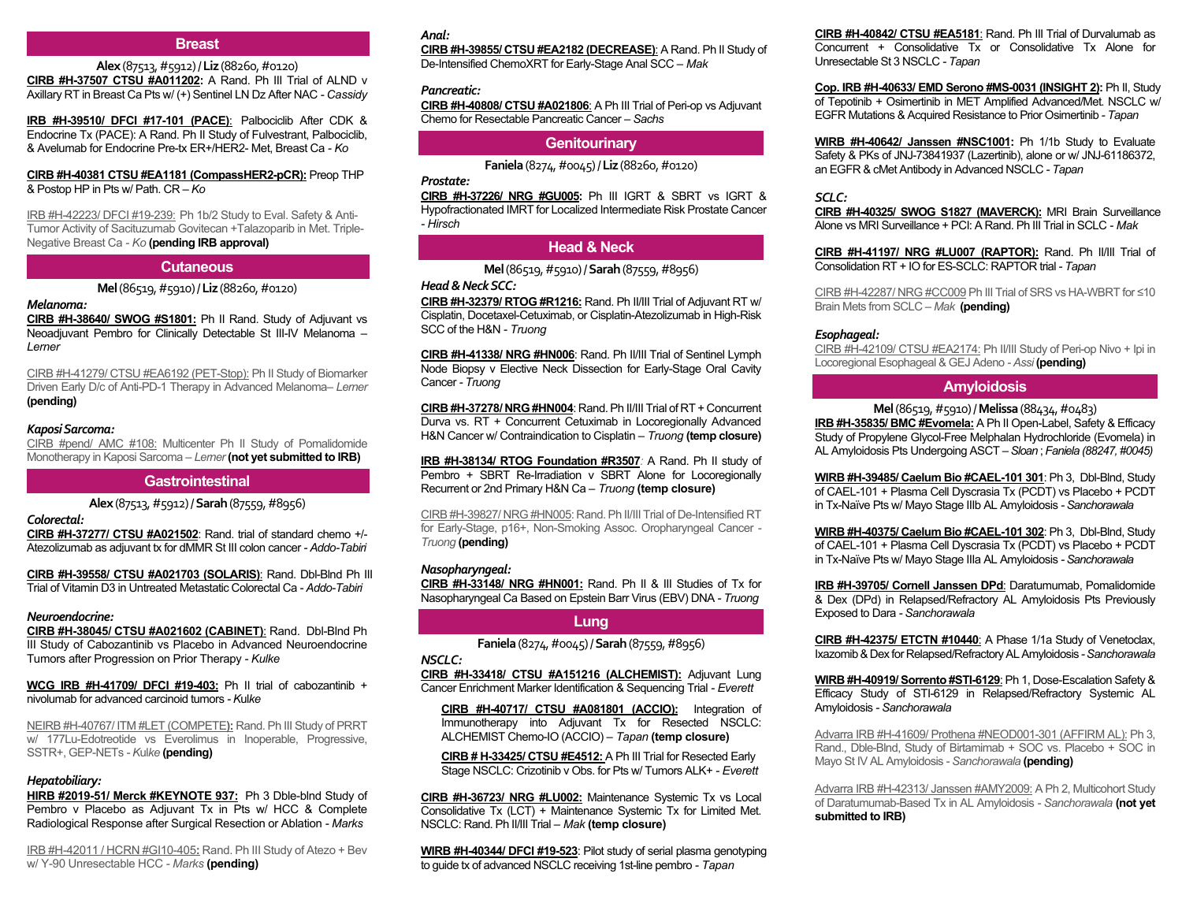## Breast

**Alex** (87513, #5912) / **Liz** (88260, #0120)

**CIRB #H-37507 CTSU #A011202:** A Rand. Ph III Trial of ALND v Axillary RT in Breast Ca Pts w/ (+) Sentinel LN Dz After NAC - *Cassidy*

**IRB #H-39510/ DFCI #17-101 (PACE)**: Palbociclib After CDK & Endocrine Tx (PACE): A Rand. Ph II Study of Fulvestrant, Palbociclib, & Avelumab for Endocrine Pre-tx ER+/HER2- Met, Breast Ca - *Ko*

**CIRB #H-40381 CTSU #EA1181 (CompassHER2-pCR):** Preop THP & Postop HP in Pts w/ Path. CR – *Ko*

IRB #H-42223/ DFCI #19-239: Ph 1b/2 Study to Eval. Safety & Anti-Tumor Activity of Sacituzumab Govitecan +Talazoparib in Met. Triple-Negative Breast Ca - *Ko* **(pending IRB approval)**

## Cutaneous

**Mel** (86519, #5910) / **Liz** (88260, #0120)

***Melanoma:***

**CIRB #H-38640/ SWOG #S1801:** Ph II Rand. Study of Adjuvant vs Neoadjuvant Pembro for Clinically Detectable St III-IV Melanoma – *Lerner*

CIRB #H-41279/ CTSU #EA6192 (PET-Stop): Ph II Study of Biomarker Driven Early D/c of Anti-PD-1 Therapy in Advanced Melanoma– *Lerner* **(pending)**

***Kaposi Sarcoma:***

CIRB #pend/ AMC #108: Multicenter Ph II Study of Pomalidomide Monotherapy in Kaposi Sarcoma – *Lerner* **(not yet submitted to IRB)**

## Gastrointestinal

**Alex** (87513, #5912) / **Sarah** (87559, #8956)

***Colorectal:***

**CIRB #H-37277/ CTSU #A021502**: Rand. trial of standard chemo +/- Atezolizumab as adjuvant tx for dMMR St III colon cancer - *Addo-Tabiri*

**CIRB #H-39558/ CTSU #A021703 (SOLARIS)**: Rand. Dbl-Blnd Ph III Trial of Vitamin D3 in Untreated Metastatic Colorectal Ca - *Addo-Tabiri*

***Neuroendocrine:***

**CIRB #H-38045/ CTSU #A021602 (CABINET)**: Rand. Dbl-Blnd Ph III Study of Cabozantinib vs Placebo in Advanced Neuroendocrine Tumors after Progression on Prior Therapy - *Kulke*

**WCG IRB #H-41709/ DFCI #19-403:** Ph II trial of cabozantinib + nivolumab for advanced carcinoid tumors - *Kulke*

NEIRB #H-40767/ ITM #LET (COMPETE): Rand. Ph III Study of PRRT w/ 177Lu-Edotreotide vs Everolimus in Inoperable, Progressive, SSTR+, GEP-NETs - *Kulke* **(pending)**

***Hepatobiliary:***

**HIRB #2019-51/ Merck #KEYNOTE 937:** Ph 3 Dble-blnd Study of Pembro v Placebo as Adjuvant Tx in Pts w/ HCC & Complete Radiological Response after Surgical Resection or Ablation - *Marks*

IRB #H-42011 / HCRN #GI10-405: Rand. Ph III Study of Atezo + Bev w/ Y-90 Unresectable HCC - *Marks* **(pending)**

***Anal:***

**CIRB #H-39855/ CTSU #EA2182 (DECREASE)**: A Rand. Ph II Study of De-Intensified ChemoXRT for Early-Stage Anal SCC – *Mak*

***Pancreatic:***

**CIRB #H-40808/ CTSU #A021806**: A Ph III Trial of Peri-op vs Adjuvant Chemo for Resectable Pancreatic Cancer – *Sachs*

## Genitourinary

**Faniela** (8274, #0045) / **Liz** (88260, #0120)

***Prostate:***

**CIRB #H-37226/ NRG #GU005:** Ph III IGRT & SBRT vs IGRT & Hypofractionated IMRT for Localized Intermediate Risk Prostate Cancer - *Hirsch*

## Head & Neck

**Mel** (86519, #5910) / **Sarah** (87559, #8956)

***Head & Neck SCC:***

**CIRB #H-32379/ RTOG #R1216:** Rand. Ph II/III Trial of Adjuvant RT w/ Cisplatin, Docetaxel-Cetuximab, or Cisplatin-Atezolizumab in High-Risk SCC of the H&N - *Truong*

**CIRB #H-41338/ NRG #HN006**: Rand. Ph II/III Trial of Sentinel Lymph Node Biopsy v Elective Neck Dissection for Early-Stage Oral Cavity Cancer - *Truong*

**CIRB #H-37278/ NRG #HN004**: Rand. Ph II/III Trial of RT + Concurrent Durva vs. RT + Concurrent Cetuximab in Locoregionally Advanced H&N Cancer w/ Contraindication to Cisplatin – *Truong* **(temp closure)**

**IRB #H-38134/ RTOG Foundation #R3507**: A Rand. Ph II study of Pembro + SBRT Re-Irradiation v SBRT Alone for Locoregionally Recurrent or 2nd Primary H&N Ca – *Truong* **(temp closure)**

CIRB #H-39827/ NRG #HN005: Rand. Ph II/III Trial of De-Intensified RT for Early-Stage, p16+, Non-Smoking Assoc. Oropharyngeal Cancer - *Truong* **(pending)**

***Nasopharyngeal:***

**CIRB #H-33148/ NRG #HN001:** Rand. Ph II & III Studies of Tx for Nasopharyngeal Ca Based on Epstein Barr Virus (EBV) DNA - *Truong*

## Lung

**Faniela** (8274, #0045) / **Sarah** (87559, #8956)

***NSCLC:***

**CIRB #H-33418/ CTSU #A151216 (ALCHEMIST):** Adjuvant Lung Cancer Enrichment Marker Identification & Sequencing Trial - *Everett*

- **CIRB #H-40717/ CTSU #A081801 (ACCIO):** Integration of Immunotherapy into Adjuvant Tx for Resected NSCLC: ALCHEMIST Chemo-IO (ACCIO) – *Tapan* **(temp closure)**
- **CIRB # H-33425/ CTSU #E4512:** A Ph III Trial for Resected Early Stage NSCLC: Crizotinib v Obs. for Pts w/ Tumors ALK+ - *Everett*

**CIRB #H-36723/ NRG #LU002:** Maintenance Systemic Tx vs Local Consolidative Tx (LCT) + Maintenance Systemic Tx for Limited Met. NSCLC: Rand. Ph II/III Trial – *Mak* **(temp closure)**

**WIRB #H-40344/ DFCI #19-523**: Pilot study of serial plasma genotyping to guide tx of advanced NSCLC receiving 1st-line pembro - *Tapan*

**CIRB #H-40842/ CTSU #EA5181**: Rand. Ph III Trial of Durvalumab as Concurrent + Consolidative Tx or Consolidative Tx Alone for Unresectable St 3 NSCLC - *Tapan*

**Cop. IRB #H-40633/ EMD Serono #MS-0031 (INSIGHT 2):** Ph II, Study of Tepotinib + Osimertinib in MET Amplified Advanced/Met. NSCLC w/ EGFR Mutations & Acquired Resistance to Prior Osimertinib - *Tapan*

**WIRB #H-40642/ Janssen #NSC1001:** Ph 1/1b Study to Evaluate Safety & PKs of JNJ-73841937 (Lazertinib), alone or w/ JNJ-61186372, an EGFR & cMet Antibody in Advanced NSCLC - *Tapan*

***SCLC:***

**CIRB #H-40325/ SWOG S1827 (MAVERCK):** MRI Brain Surveillance Alone vs MRI Surveillance + PCI: A Rand. Ph III Trial in SCLC - *Mak*

**CIRB #H-41197/ NRG #LU007 (RAPTOR):** Rand. Ph II/III Trial of Consolidation RT + IO for ES-SCLC: RAPTOR trial - *Tapan*

CIRB #H-42287/ NRG #CC009 Ph III Trial of SRS vs HA-WBRT for ≤10 Brain Mets from SCLC – *Mak* **(pending)**

***Esophageal:***

CIRB #H-42109/ CTSU #EA2174: Ph II/III Study of Peri-op Nivo + Ipi in Locoregional Esophageal & GEJ Adeno - *Assi* **(pending)**

## Amyloidosis

**Mel** (86519, #5910) / **Melissa** (88434, #0483)

**IRB #H-35835/ BMC #Evomela:** A Ph II Open-Label, Safety & Efficacy Study of Propylene Glycol-Free Melphalan Hydrochloride (Evomela) in AL Amyloidosis Pts Undergoing ASCT – *Sloan* ; *Faniela (88247, #0045)*

**WIRB #H-39485/ Caelum Bio #CAEL-101 301**: Ph 3, Dbl-Blnd, Study of CAEL-101 + Plasma Cell Dyscrasia Tx (PCDT) vs Placebo + PCDT in Tx-Naïve Pts w/ Mayo Stage IIIb AL Amyloidosis - *Sanchorawala*

**WIRB #H-40375/ Caelum Bio #CAEL-101 302**: Ph 3, Dbl-Blnd, Study of CAEL-101 + Plasma Cell Dyscrasia Tx (PCDT) vs Placebo + PCDT in Tx-Naïve Pts w/ Mayo Stage IIIa AL Amyloidosis - *Sanchorawala*

**IRB #H-39705/ Cornell Janssen DPd**: Daratumumab, Pomalidomide & Dex (DPd) in Relapsed/Refractory AL Amyloidosis Pts Previously Exposed to Dara - *Sanchorawala*

**CIRB #H-42375/ ETCTN #10440**: A Phase 1/1a Study of Venetoclax, Ixazomib & Dex for Relapsed/Refractory AL Amyloidosis - *Sanchorawala*

**WIRB #H-40919/ Sorrento #STI-6129**: Ph 1, Dose-Escalation Safety & Efficacy Study of STI-6129 in Relapsed/Refractory Systemic AL Amyloidosis - *Sanchorawala*

Advarra IRB #H-41609/ Prothena #NEOD001-301 (AFFIRM AL): Ph 3, Rand., Dble-Blnd, Study of Birtamimab + SOC vs. Placebo + SOC in Mayo St IV AL Amyloidosis - *Sanchorawala* **(pending)**

Advarra IRB #H-42313/ Janssen #AMY2009: A Ph 2, Multicohort Study of Daratumumab-Based Tx in AL Amyloidosis - *Sanchorawala* **(not yet submitted to IRB)**